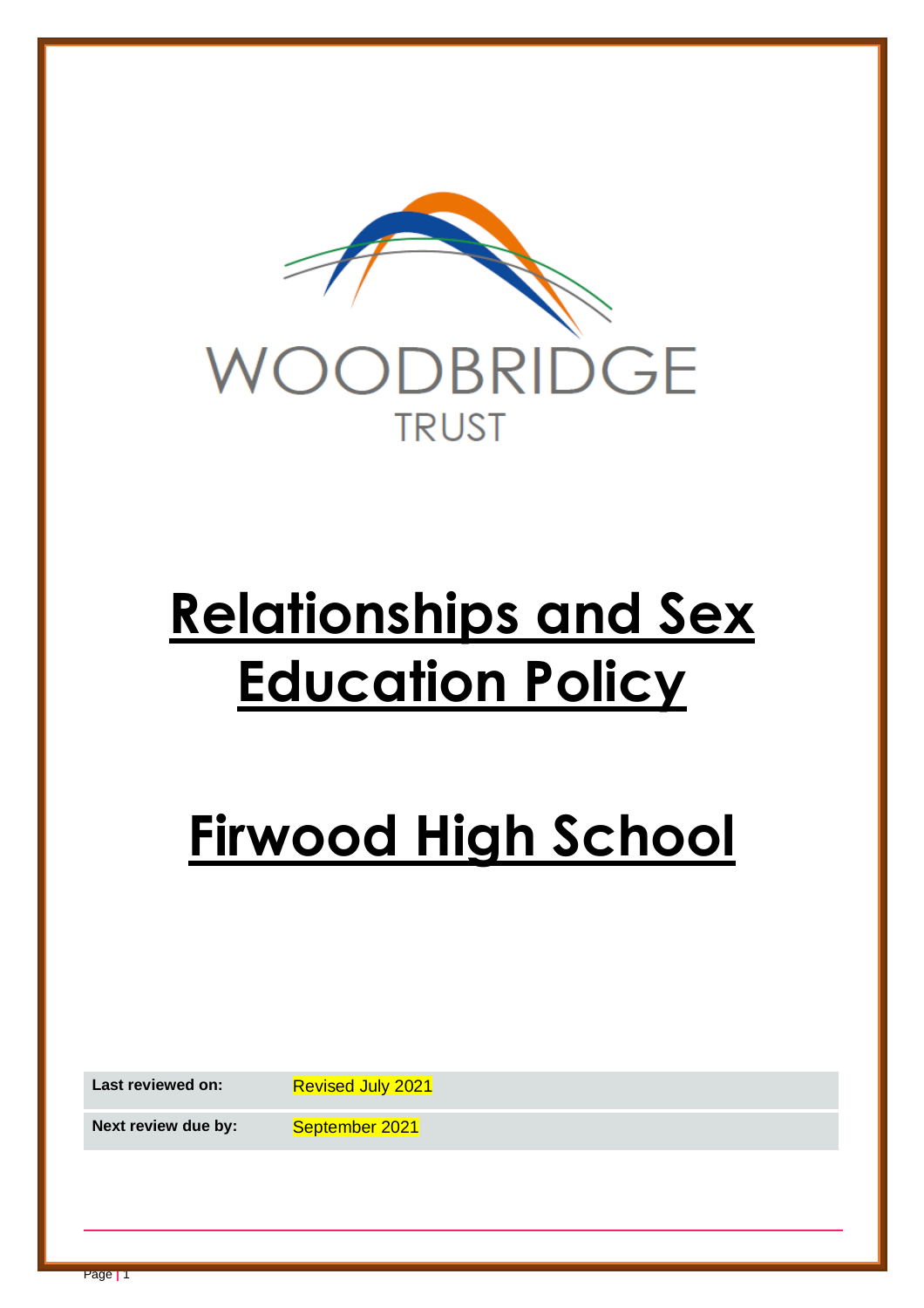WOODBRIDGE

TRUST

# Relationships and Sex Education Policy

# Firwood High School

| Last reviewed on: | Revised July 2021 |
| --- | --- |
| Next review due by: | September 2021 |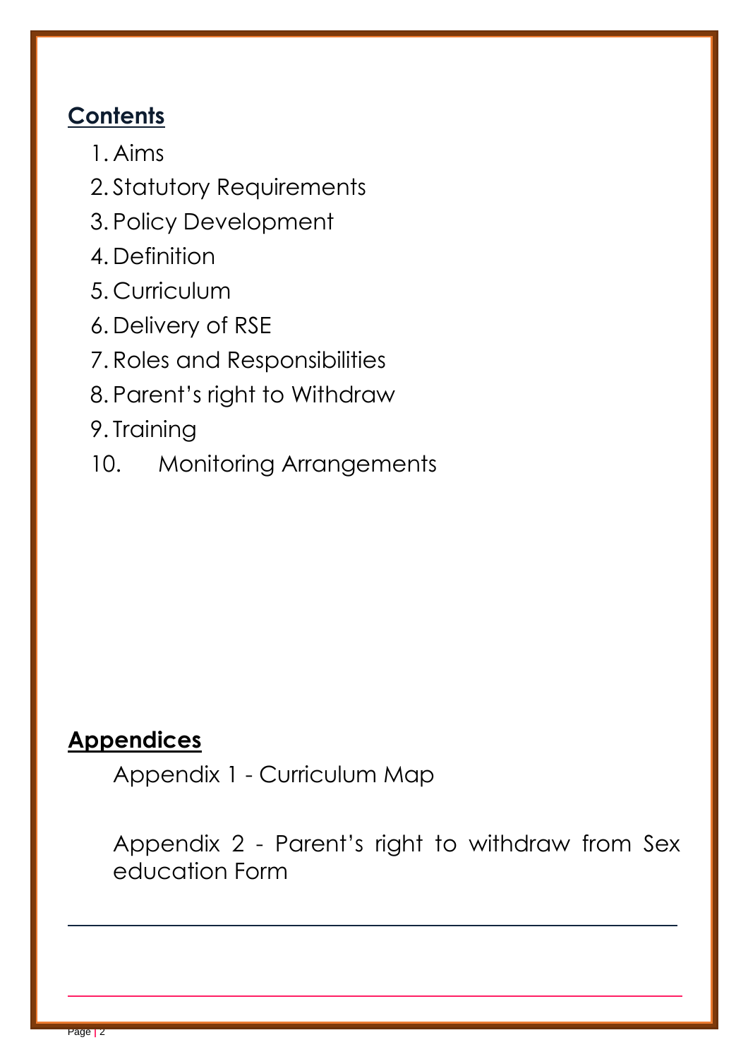## Contents

1. Aims
2. Statutory Requirements
3. Policy Development
4. Definition
5. Curriculum
6. Delivery of RSE
7. Roles and Responsibilities
8. Parent's right to Withdraw
9. Training
10. Monitoring Arrangements

## Appendices

Appendix 1 - Curriculum Map

Appendix 2 - Parent's right to withdraw from Sex education Form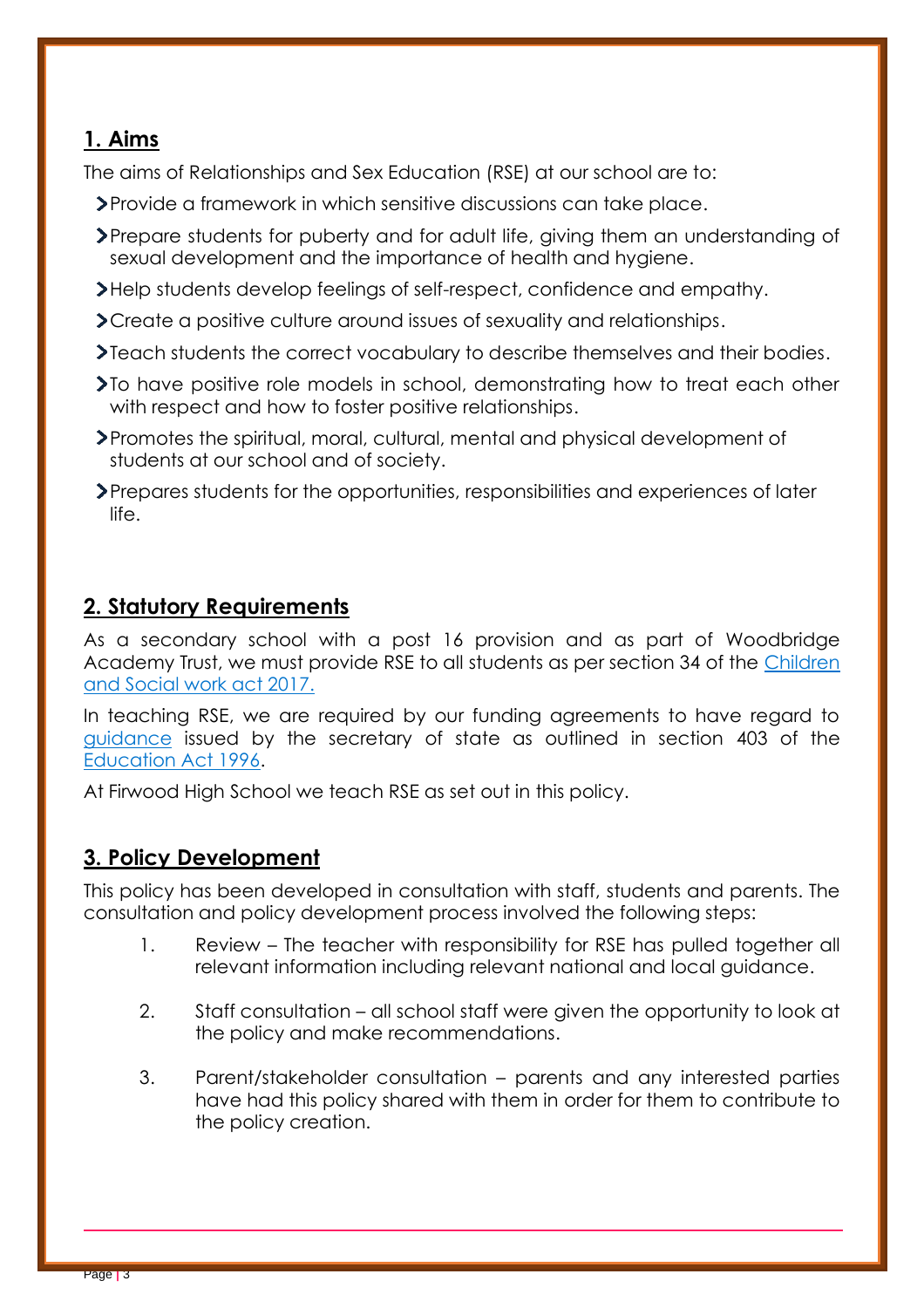## 1. Aims

The aims of Relationships and Sex Education (RSE) at our school are to:

- Provide a framework in which sensitive discussions can take place.
- Prepare students for puberty and for adult life, giving them an understanding of sexual development and the importance of health and hygiene.
- Help students develop feelings of self-respect, confidence and empathy.
- Create a positive culture around issues of sexuality and relationships.
- Teach students the correct vocabulary to describe themselves and their bodies.
- To have positive role models in school, demonstrating how to treat each other with respect and how to foster positive relationships.
- Promotes the spiritual, moral, cultural, mental and physical development of students at our school and of society.
- Prepares students for the opportunities, responsibilities and experiences of later life.

## 2. Statutory Requirements

As a secondary school with a post 16 provision and as part of Woodbridge Academy Trust, we must provide RSE to all students as per section 34 of the Children and Social work act 2017.

In teaching RSE, we are required by our funding agreements to have regard to guidance issued by the secretary of state as outlined in section 403 of the Education Act 1996.

At Firwood High School we teach RSE as set out in this policy.

## 3. Policy Development

This policy has been developed in consultation with staff, students and parents. The consultation and policy development process involved the following steps:

1. Review – The teacher with responsibility for RSE has pulled together all relevant information including relevant national and local guidance.
2. Staff consultation – all school staff were given the opportunity to look at the policy and make recommendations.
3. Parent/stakeholder consultation – parents and any interested parties have had this policy shared with them in order for them to contribute to the policy creation.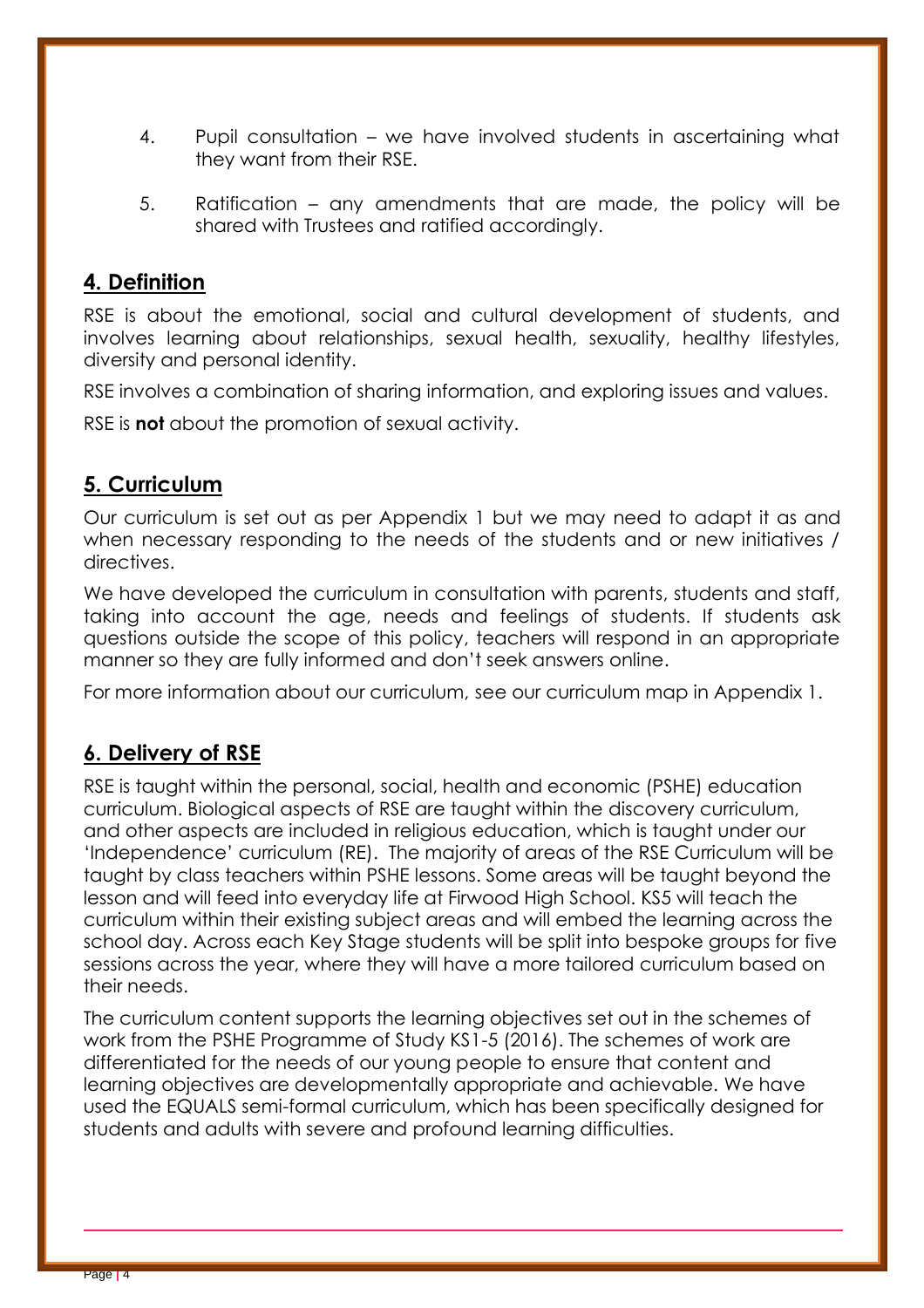4. Pupil consultation – we have involved students in ascertaining what they want from their RSE.

5. Ratification – any amendments that are made, the policy will be shared with Trustees and ratified accordingly.

## 4. Definition

RSE is about the emotional, social and cultural development of students, and involves learning about relationships, sexual health, sexuality, healthy lifestyles, diversity and personal identity.

RSE involves a combination of sharing information, and exploring issues and values.

RSE is **not** about the promotion of sexual activity.

## 5. Curriculum

Our curriculum is set out as per Appendix 1 but we may need to adapt it as and when necessary responding to the needs of the students and or new initiatives / directives.

We have developed the curriculum in consultation with parents, students and staff, taking into account the age, needs and feelings of students. If students ask questions outside the scope of this policy, teachers will respond in an appropriate manner so they are fully informed and don't seek answers online.

For more information about our curriculum, see our curriculum map in Appendix 1.

## 6. Delivery of RSE

RSE is taught within the personal, social, health and economic (PSHE) education curriculum. Biological aspects of RSE are taught within the discovery curriculum, and other aspects are included in religious education, which is taught under our 'Independence' curriculum (RE). The majority of areas of the RSE Curriculum will be taught by class teachers within PSHE lessons. Some areas will be taught beyond the lesson and will feed into everyday life at Firwood High School. KS5 will teach the curriculum within their existing subject areas and will embed the learning across the school day. Across each Key Stage students will be split into bespoke groups for five sessions across the year, where they will have a more tailored curriculum based on their needs.

The curriculum content supports the learning objectives set out in the schemes of work from the PSHE Programme of Study KS1-5 (2016). The schemes of work are differentiated for the needs of our young people to ensure that content and learning objectives are developmentally appropriate and achievable. We have used the EQUALS semi-formal curriculum, which has been specifically designed for students and adults with severe and profound learning difficulties.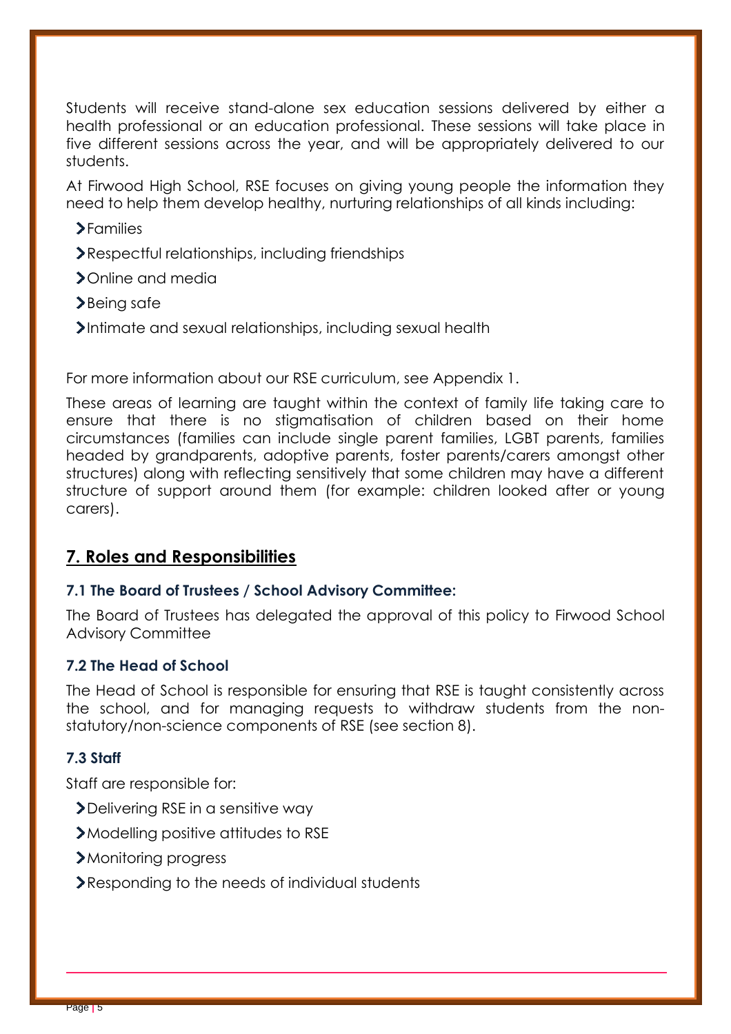Students will receive stand-alone sex education sessions delivered by either a health professional or an education professional. These sessions will take place in five different sessions across the year, and will be appropriately delivered to our students.

At Firwood High School, RSE focuses on giving young people the information they need to help them develop healthy, nurturing relationships of all kinds including:

- Families
- Respectful relationships, including friendships
- Online and media
- Being safe
- Intimate and sexual relationships, including sexual health

For more information about our RSE curriculum, see Appendix 1.

These areas of learning are taught within the context of family life taking care to ensure that there is no stigmatisation of children based on their home circumstances (families can include single parent families, LGBT parents, families headed by grandparents, adoptive parents, foster parents/carers amongst other structures) along with reflecting sensitively that some children may have a different structure of support around them (for example: children looked after or young carers).

## 7. Roles and Responsibilities

### 7.1 The Board of Trustees / School Advisory Committee:

The Board of Trustees has delegated the approval of this policy to Firwood School Advisory Committee

### 7.2 The Head of School

The Head of School is responsible for ensuring that RSE is taught consistently across the school, and for managing requests to withdraw students from the non-statutory/non-science components of RSE (see section 8).

### 7.3 Staff

Staff are responsible for:

- Delivering RSE in a sensitive way
- Modelling positive attitudes to RSE
- Monitoring progress
- Responding to the needs of individual students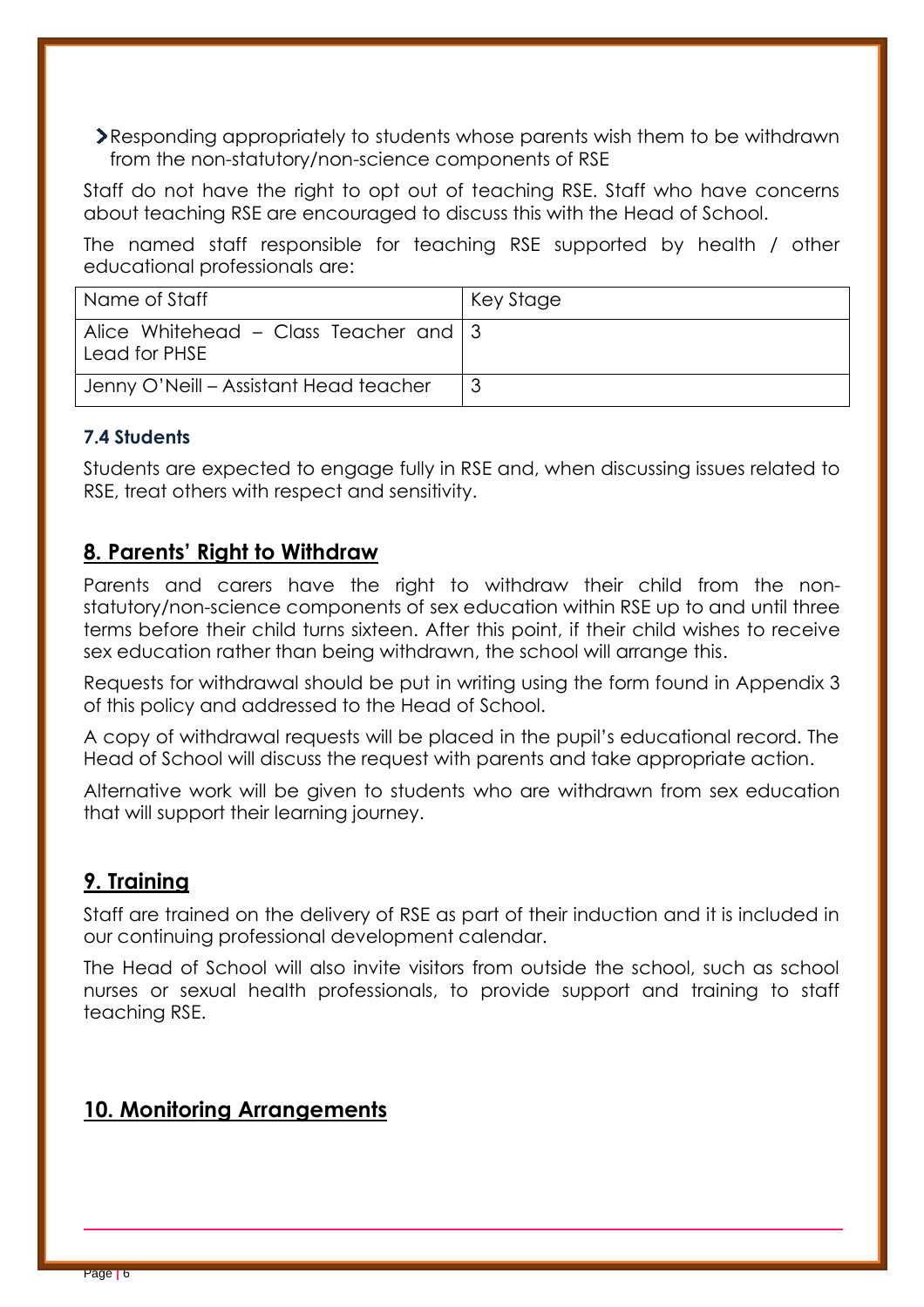- Responding appropriately to students whose parents wish them to be withdrawn from the non-statutory/non-science components of RSE

Staff do not have the right to opt out of teaching RSE. Staff who have concerns about teaching RSE are encouraged to discuss this with the Head of School.

The named staff responsible for teaching RSE supported by health / other educational professionals are:

| Name of Staff | Key Stage |
|---|---|
| Alice Whitehead – Class Teacher and Lead for PHSE | 3 |
| Jenny O'Neill – Assistant Head teacher | 3 |

### 7.4 Students

Students are expected to engage fully in RSE and, when discussing issues related to RSE, treat others with respect and sensitivity.

## 8. Parents' Right to Withdraw

Parents and carers have the right to withdraw their child from the non-statutory/non-science components of sex education within RSE up to and until three terms before their child turns sixteen. After this point, if their child wishes to receive sex education rather than being withdrawn, the school will arrange this.

Requests for withdrawal should be put in writing using the form found in Appendix 3 of this policy and addressed to the Head of School.

A copy of withdrawal requests will be placed in the pupil's educational record. The Head of School will discuss the request with parents and take appropriate action.

Alternative work will be given to students who are withdrawn from sex education that will support their learning journey.

## 9. Training

Staff are trained on the delivery of RSE as part of their induction and it is included in our continuing professional development calendar.

The Head of School will also invite visitors from outside the school, such as school nurses or sexual health professionals, to provide support and training to staff teaching RSE.

## 10. Monitoring Arrangements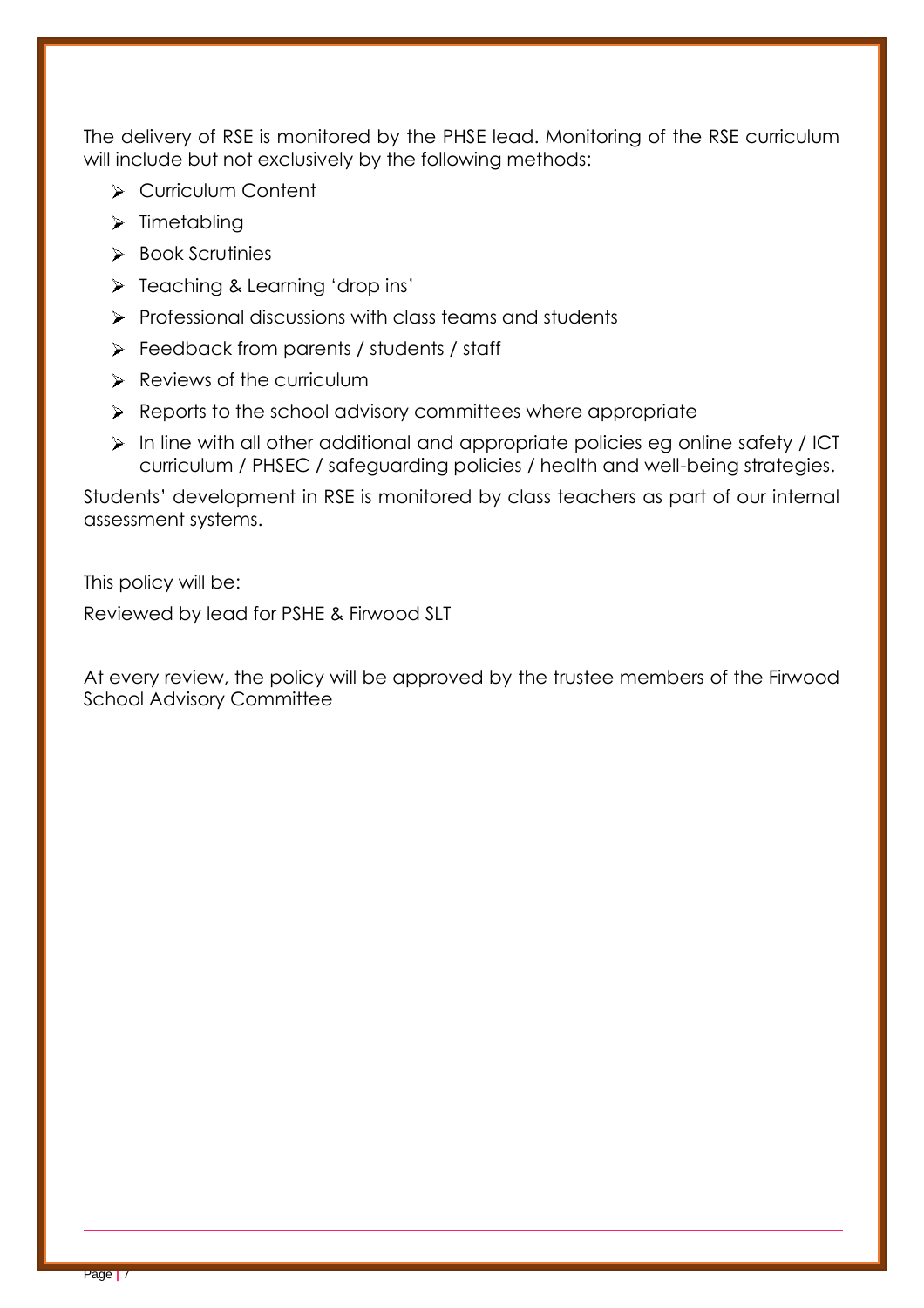The delivery of RSE is monitored by the PHSE lead. Monitoring of the RSE curriculum will include but not exclusively by the following methods:

- Curriculum Content
- Timetabling
- Book Scrutinies
- Teaching & Learning 'drop ins'
- Professional discussions with class teams and students
- Feedback from parents / students / staff
- Reviews of the curriculum
- Reports to the school advisory committees where appropriate
- In line with all other additional and appropriate policies eg online safety / ICT curriculum / PHSEC / safeguarding policies / health and well-being strategies.

Students' development in RSE is monitored by class teachers as part of our internal assessment systems.

This policy will be:

Reviewed by lead for PSHE & Firwood SLT

At every review, the policy will be approved by the trustee members of the Firwood School Advisory Committee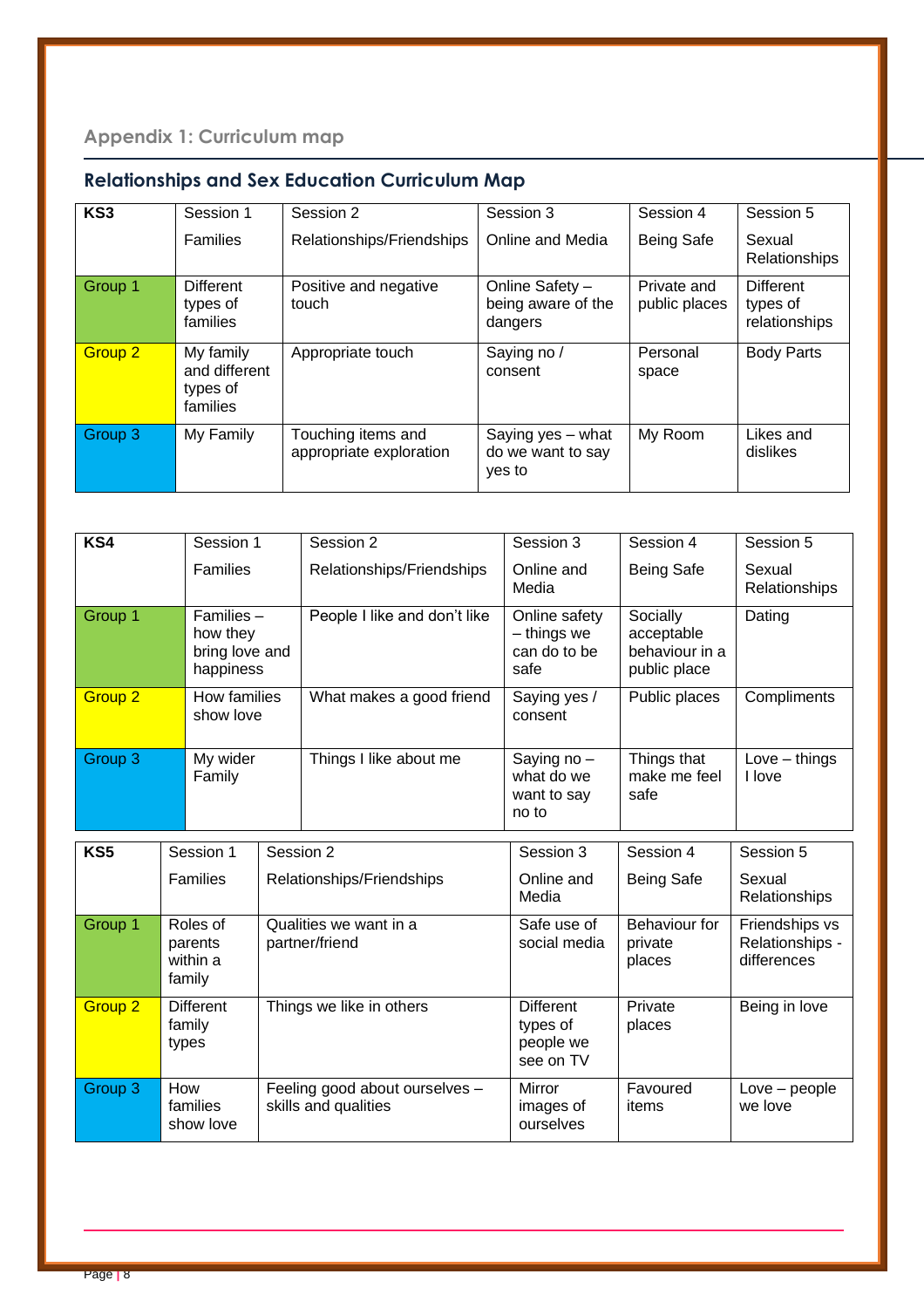## Appendix 1: Curriculum map

### Relationships and Sex Education Curriculum Map

| KS3 | Session 1<br>Families | Session 2<br>Relationships/Friendships | Session 3<br>Online and Media | Session 4<br>Being Safe | Session 5<br>Sexual Relationships |
|---|---|---|---|---|---|
| Group 1 | Different types of families | Positive and negative touch | Online Safety – being aware of the dangers | Private and public places | Different types of relationships |
| Group 2 | My family and different types of families | Appropriate touch | Saying no / consent | Personal space | Body Parts |
| Group 3 | My Family | Touching items and appropriate exploration | Saying yes – what do we want to say yes to | My Room | Likes and dislikes |

| KS4 | Session 1<br>Families | Session 2<br>Relationships/Friendships | Session 3<br>Online and Media | Session 4<br>Being Safe | Session 5<br>Sexual Relationships |
|---|---|---|---|---|---|
| Group 1 | Families – how they bring love and happiness | People I like and don't like | Online safety – things we can do to be safe | Socially acceptable behaviour in a public place | Dating |
| Group 2 | How families show love | What makes a good friend | Saying yes / consent | Public places | Compliments |
| Group 3 | My wider Family | Things I like about me | Saying no – what do we want to say no to | Things that make me feel safe | Love – things I love |

| KS5 | Session 1<br>Families | Session 2<br>Relationships/Friendships | Session 3<br>Online and Media | Session 4<br>Being Safe | Session 5<br>Sexual Relationships |
|---|---|---|---|---|---|
| Group 1 | Roles of parents within a family | Qualities we want in a partner/friend | Safe use of social media | Behaviour for private places | Friendships vs Relationships - differences |
| Group 2 | Different family types | Things we like in others | Different types of people we see on TV | Private places | Being in love |
| Group 3 | How families show love | Feeling good about ourselves – skills and qualities | Mirror images of ourselves | Favoured items | Love – people we love |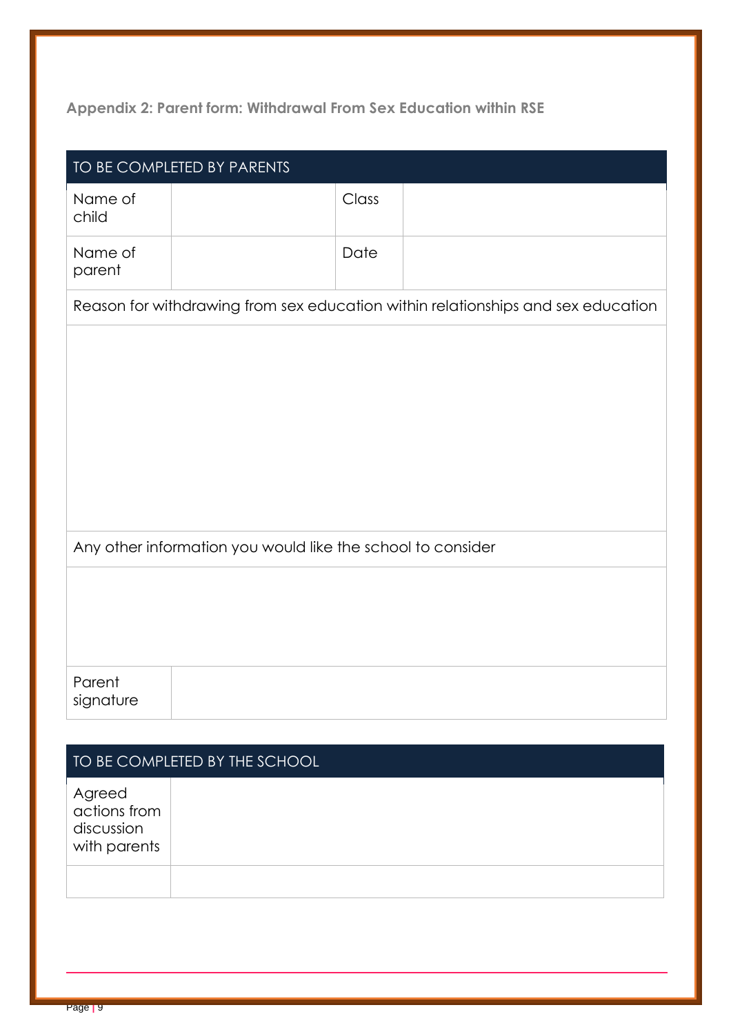### Appendix 2: Parent form: Withdrawal From Sex Education within RSE

| TO BE COMPLETED BY PARENTS | | | |
|---|---|---|---|
| Name of child | | Class | |
| Name of parent | | Date | |
| Reason for withdrawing from sex education within relationships and sex education | | | |
| | | | |
| Any other information you would like the school to consider | | | |
| | | | |
| Parent signature | | | |

| TO BE COMPLETED BY THE SCHOOL | |
|---|---|
| Agreed actions from discussion with parents | |
| | |